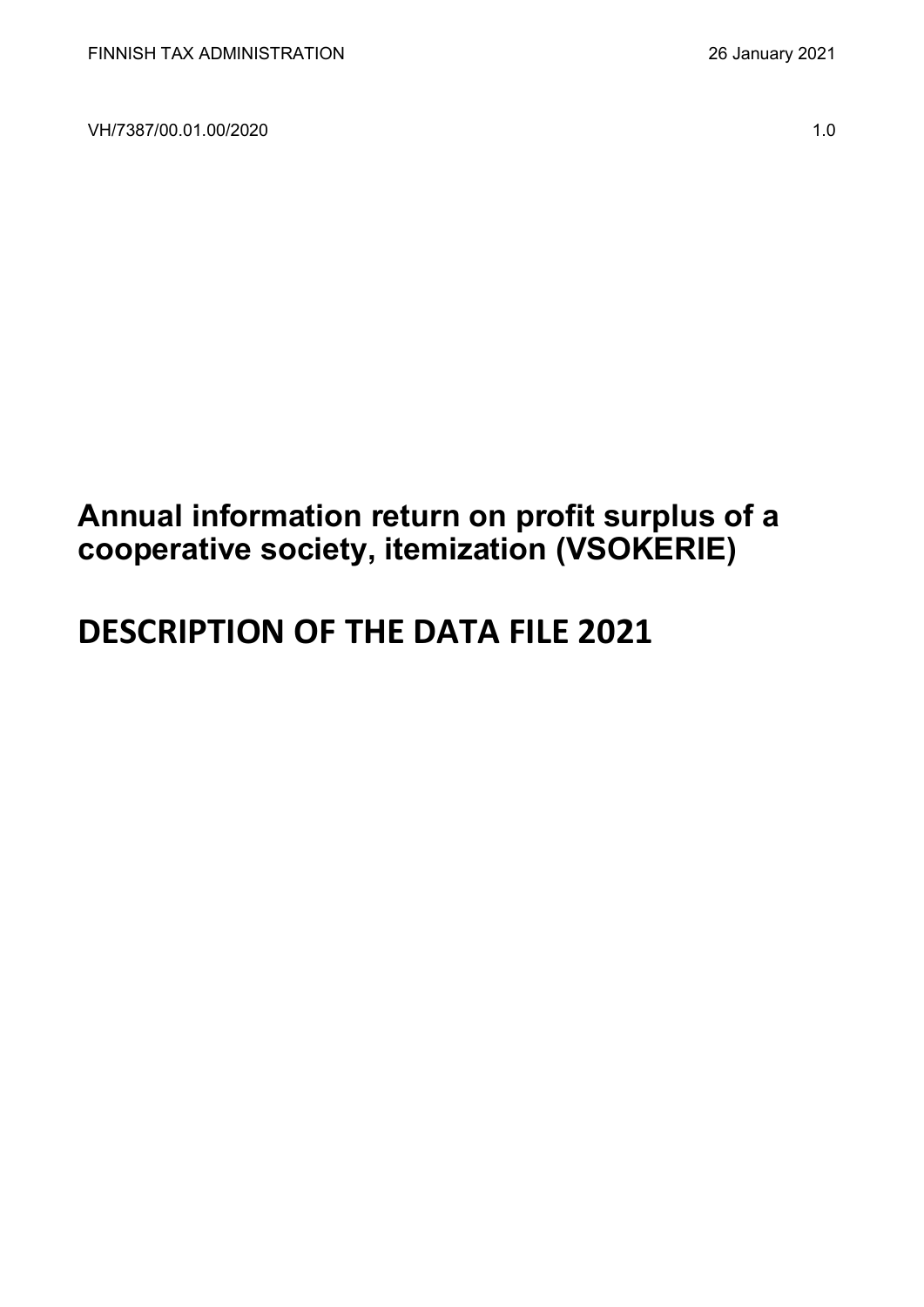FINNISH TAX ADMINISTRATION 26 January 2021

VH/7387/00.01.00/2020 1.0

# Annual information return on profit surplus of a cooperative society, itemization (VSOKERIE)

# DESCRIPTION OF THE DATA FILE 2021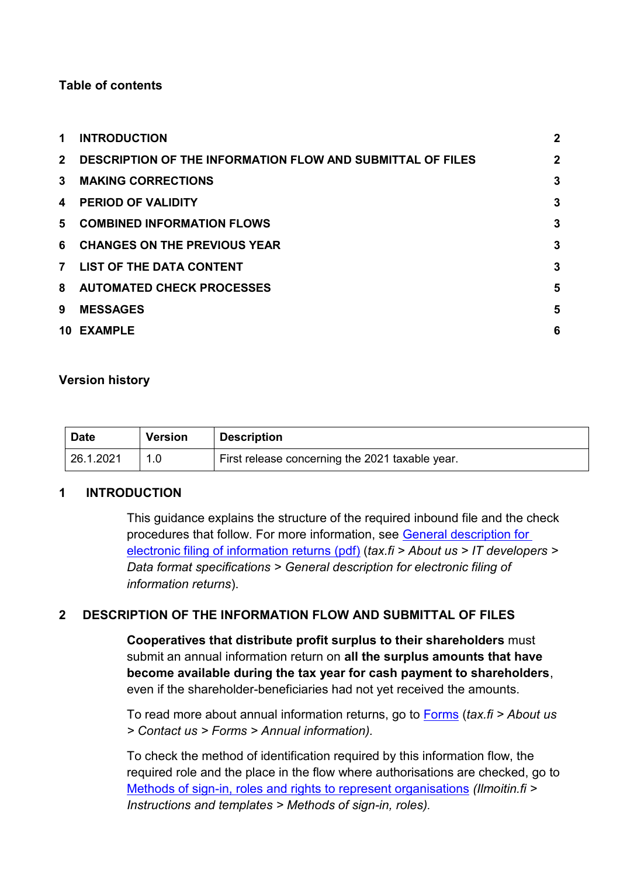**Table of contents**

| | | |
|---|---|---|
| 1 | INTRODUCTION | 2 |
| 2 | DESCRIPTION OF THE INFORMATION FLOW AND SUBMITTAL OF FILES | 2 |
| 3 | MAKING CORRECTIONS | 3 |
| 4 | PERIOD OF VALIDITY | 3 |
| 5 | COMBINED INFORMATION FLOWS | 3 |
| 6 | CHANGES ON THE PREVIOUS YEAR | 3 |
| 7 | LIST OF THE DATA CONTENT | 3 |
| 8 | AUTOMATED CHECK PROCESSES | 5 |
| 9 | MESSAGES | 5 |
| 10 | EXAMPLE | 6 |

**Version history**

| Date | Version | Description |
|---|---|---|
| 26.1.2021 | 1.0 | First release concerning the 2021 taxable year. |

# 1 INTRODUCTION

This guidance explains the structure of the required inbound file and the check procedures that follow. For more information, see General description for electronic filing of information returns (pdf) (*tax.fi > About us > IT developers > Data format specifications > General description for electronic filing of information returns*).

# 2 DESCRIPTION OF THE INFORMATION FLOW AND SUBMITTAL OF FILES

**Cooperatives that distribute profit surplus to their shareholders** must submit an annual information return on **all the surplus amounts that have become available during the tax year for cash payment to shareholders**, even if the shareholder-beneficiaries had not yet received the amounts.

To read more about annual information returns, go to Forms (*tax.fi > About us > Contact us > Forms > Annual information).*

To check the method of identification required by this information flow, the required role and the place in the flow where authorisations are checked, go to Methods of sign-in, roles and rights to represent organisations *(Ilmoitin.fi > Instructions and templates > Methods of sign-in, roles).*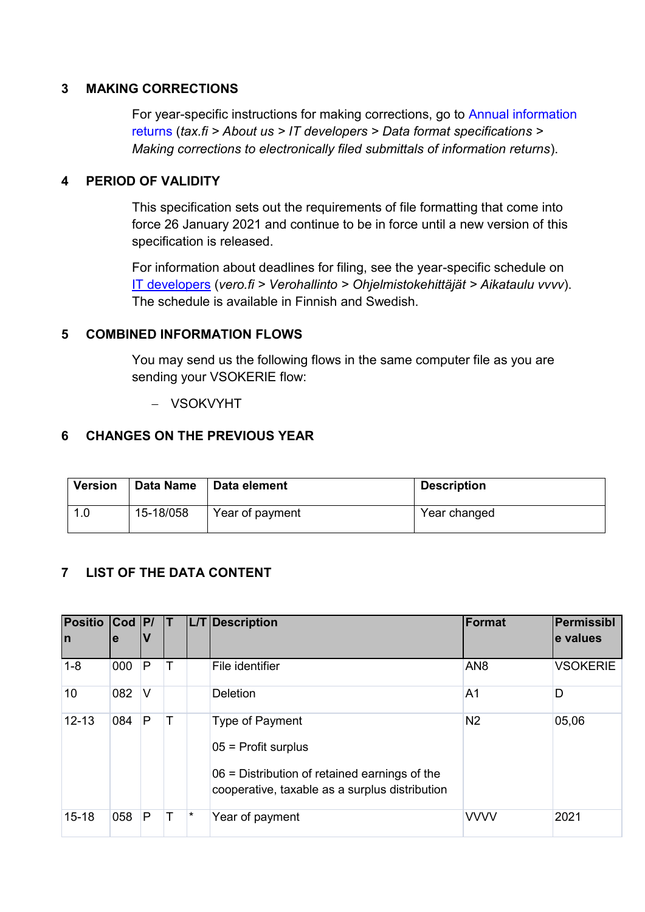## 3 MAKING CORRECTIONS

For year-specific instructions for making corrections, go to Annual information returns (*tax.fi* > *About us* > *IT developers* > *Data format specifications* > *Making corrections to electronically filed submittals of information returns*).

## 4 PERIOD OF VALIDITY

This specification sets out the requirements of file formatting that come into force 26 January 2021 and continue to be in force until a new version of this specification is released.

For information about deadlines for filing, see the year-specific schedule on IT developers (*vero.fi* > *Verohallinto* > *Ohjelmistokehittäjät* > *Aikataulu vvvv*). The schedule is available in Finnish and Swedish.

## 5 COMBINED INFORMATION FLOWS

You may send us the following flows in the same computer file as you are sending your VSOKERIE flow:

- VSOKVYHT

## 6 CHANGES ON THE PREVIOUS YEAR

| Version | Data Name | Data element | Description |
|---|---|---|---|
| 1.0 | 15-18/058 | Year of payment | Year changed |

## 7 LIST OF THE DATA CONTENT

| Position | Code | P/V | T | L/T | Description | Format | Permissible values |
|---|---|---|---|---|---|---|---|
| 1-8 | 000 | P | T | | File identifier | AN8 | VSOKERIE |
| 10 | 082 | V | | | Deletion | A1 | D |
| 12-13 | 084 | P | T | | Type of Payment<br><br>05 = Profit surplus<br><br>06 = Distribution of retained earnings of the cooperative, taxable as a surplus distribution | N2 | 05,06 |
| 15-18 | 058 | P | T | * | Year of payment | VVVV | 2021 |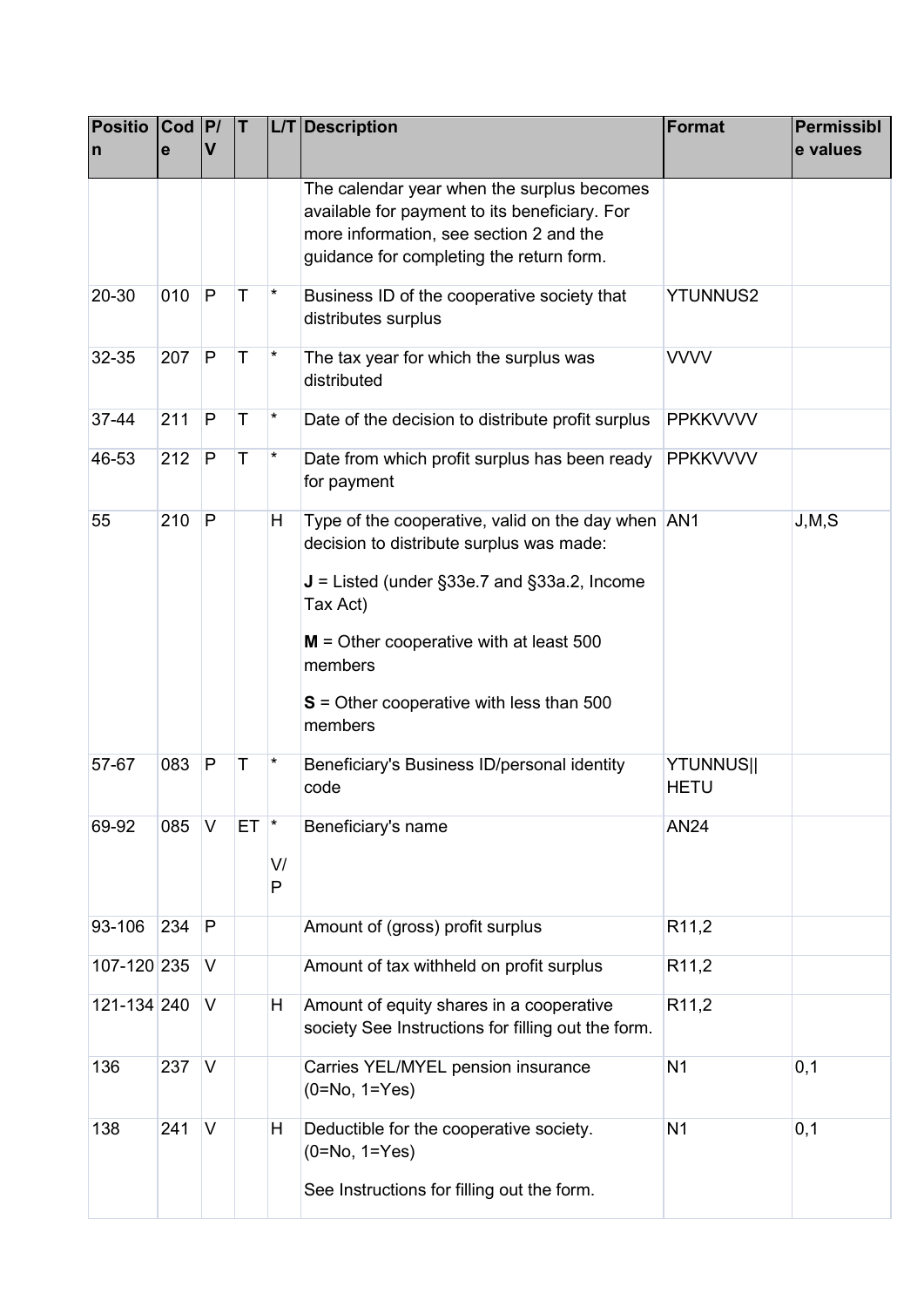| Position | Code | P/V | T | L/T | Description | Format | Permissible values |
|---|---|---|---|---|---|---|---|
| | | | | | The calendar year when the surplus becomes available for payment to its beneficiary. For more information, see section 2 and the guidance for completing the return form. | | |
| 20-30 | 010 | P | T | * | Business ID of the cooperative society that distributes surplus | YTUNNUS2 | |
| 32-35 | 207 | P | T | * | The tax year for which the surplus was distributed | VVVV | |
| 37-44 | 211 | P | T | * | Date of the decision to distribute profit surplus | PPKKVVVV | |
| 46-53 | 212 | P | T | * | Date from which profit surplus has been ready for payment | PPKKVVVV | |
| 55 | 210 | P | | H | Type of the cooperative, valid on the day when decision to distribute surplus was made:<br><br>**J** = Listed (under §33e.7 and §33a.2, Income Tax Act)<br><br>**M** = Other cooperative with at least 500 members<br><br>**S** = Other cooperative with less than 500 members | AN1 | J,M,S |
| 57-67 | 083 | P | T | * | Beneficiary's Business ID/personal identity code | YTUNNUS\|\| HETU | |
| 69-92 | 085 | V | ET | *<br><br>V/P | Beneficiary's name | AN24 | |
| 93-106 | 234 | P | | | Amount of (gross) profit surplus | R11,2 | |
| 107-120 | 235 | V | | | Amount of tax withheld on profit surplus | R11,2 | |
| 121-134 | 240 | V | | H | Amount of equity shares in a cooperative society See Instructions for filling out the form. | R11,2 | |
| 136 | 237 | V | | | Carries YEL/MYEL pension insurance (0=No, 1=Yes) | N1 | 0,1 |
| 138 | 241 | V | | H | Deductible for the cooperative society. (0=No, 1=Yes)<br><br>See Instructions for filling out the form. | N1 | 0,1 |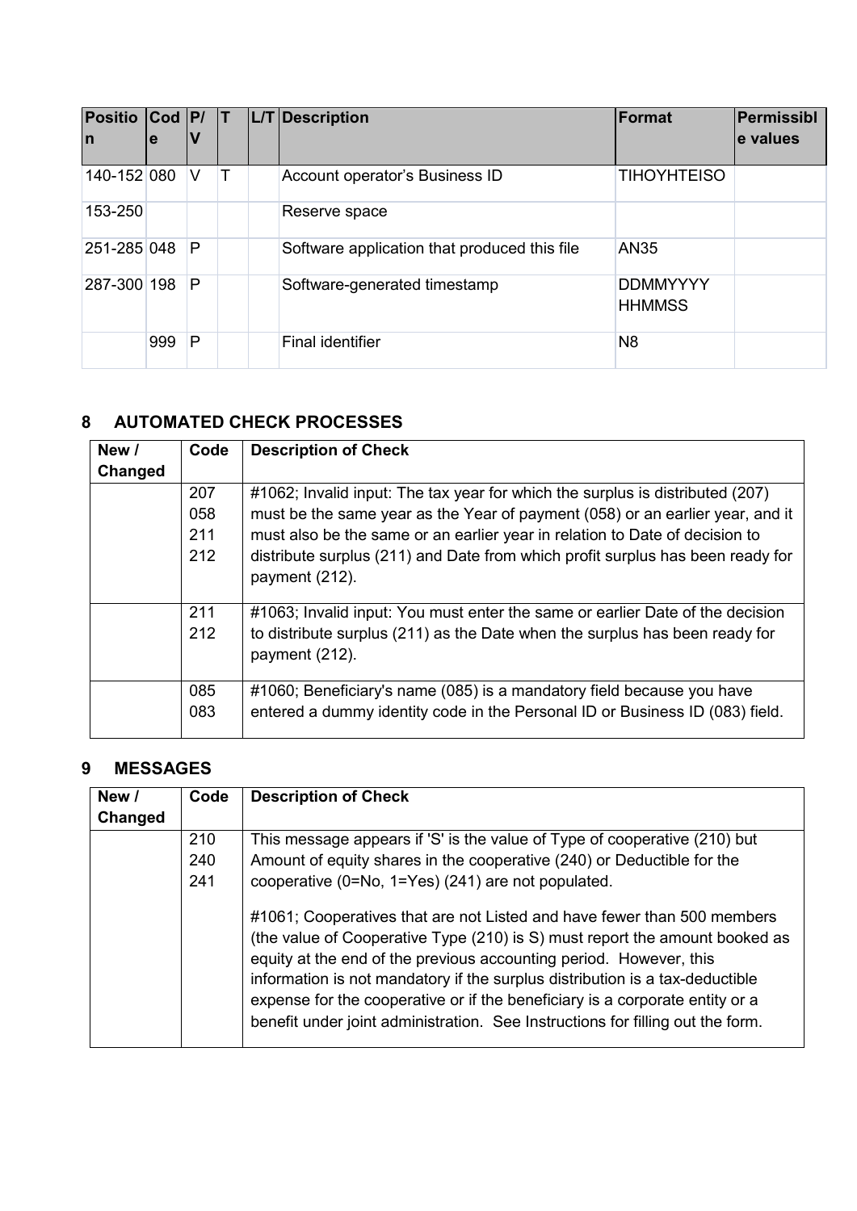| Position | Code | P/V | T | L/T | Description | Format | Permissible values |
|---|---|---|---|---|---|---|---|
| 140-152 | 080 | V | T | | Account operator's Business ID | TIHOYHTEISO | |
| 153-250 | | | | | Reserve space | | |
| 251-285 | 048 | P | | | Software application that produced this file | AN35 | |
| 287-300 | 198 | P | | | Software-generated timestamp | DDMMYYYY HHMMSS | |
| | 999 | P | | | Final identifier | N8 | |

## 8 AUTOMATED CHECK PROCESSES

| New / Changed | Code | Description of Check |
|---|---|---|
| | 207<br>058<br>211<br>212 | #1062; Invalid input: The tax year for which the surplus is distributed (207) must be the same year as the Year of payment (058) or an earlier year, and it must also be the same or an earlier year in relation to Date of decision to distribute surplus (211) and Date from which profit surplus has been ready for payment (212). |
| | 211<br>212 | #1063; Invalid input: You must enter the same or earlier Date of the decision to distribute surplus (211) as the Date when the surplus has been ready for payment (212). |
| | 085<br>083 | #1060; Beneficiary's name (085) is a mandatory field because you have entered a dummy identity code in the Personal ID or Business ID (083) field. |

## 9 MESSAGES

| New / Changed | Code | Description of Check |
|---|---|---|
| | 210<br>240<br>241 | This message appears if 'S' is the value of Type of cooperative (210) but Amount of equity shares in the cooperative (240) or Deductible for the cooperative (0=No, 1=Yes) (241) are not populated.<br><br>#1061; Cooperatives that are not Listed and have fewer than 500 members (the value of Cooperative Type (210) is S) must report the amount booked as equity at the end of the previous accounting period. However, this information is not mandatory if the surplus distribution is a tax-deductible expense for the cooperative or if the beneficiary is a corporate entity or a benefit under joint administration. See Instructions for filling out the form. |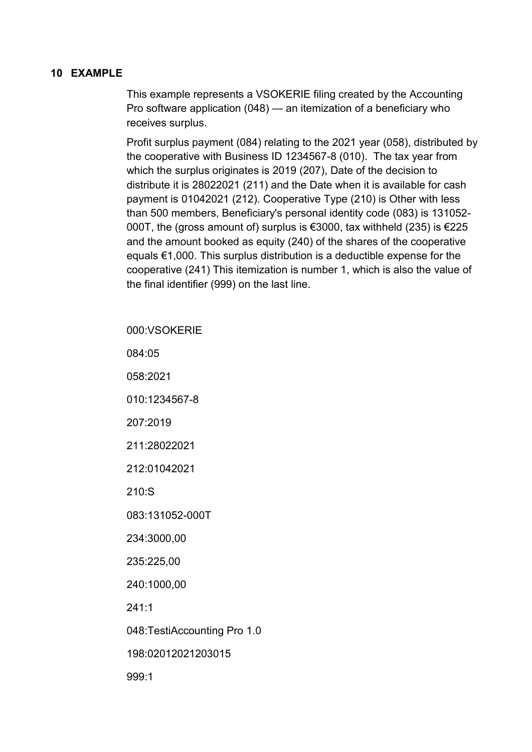## 10 EXAMPLE

This example represents a VSOKERIE filing created by the Accounting Pro software application (048) — an itemization of a beneficiary who receives surplus.

Profit surplus payment (084) relating to the 2021 year (058), distributed by the cooperative with Business ID 1234567-8 (010). The tax year from which the surplus originates is 2019 (207), Date of the decision to distribute it is 28022021 (211) and the Date when it is available for cash payment is 01042021 (212). Cooperative Type (210) is Other with less than 500 members, Beneficiary's personal identity code (083) is 131052-000T, the (gross amount of) surplus is €3000, tax withheld (235) is €225 and the amount booked as equity (240) of the shares of the cooperative equals €1,000. This surplus distribution is a deductible expense for the cooperative (241) This itemization is number 1, which is also the value of the final identifier (999) on the last line.

```
000:VSOKERIE
084:05
058:2021
010:1234567-8
207:2019
211:28022021
212:01042021
210:S
083:131052-000T
234:3000,00
235:225,00
240:1000,00
241:1
048:TestiAccounting Pro 1.0
198:02012021203015
999:1
```